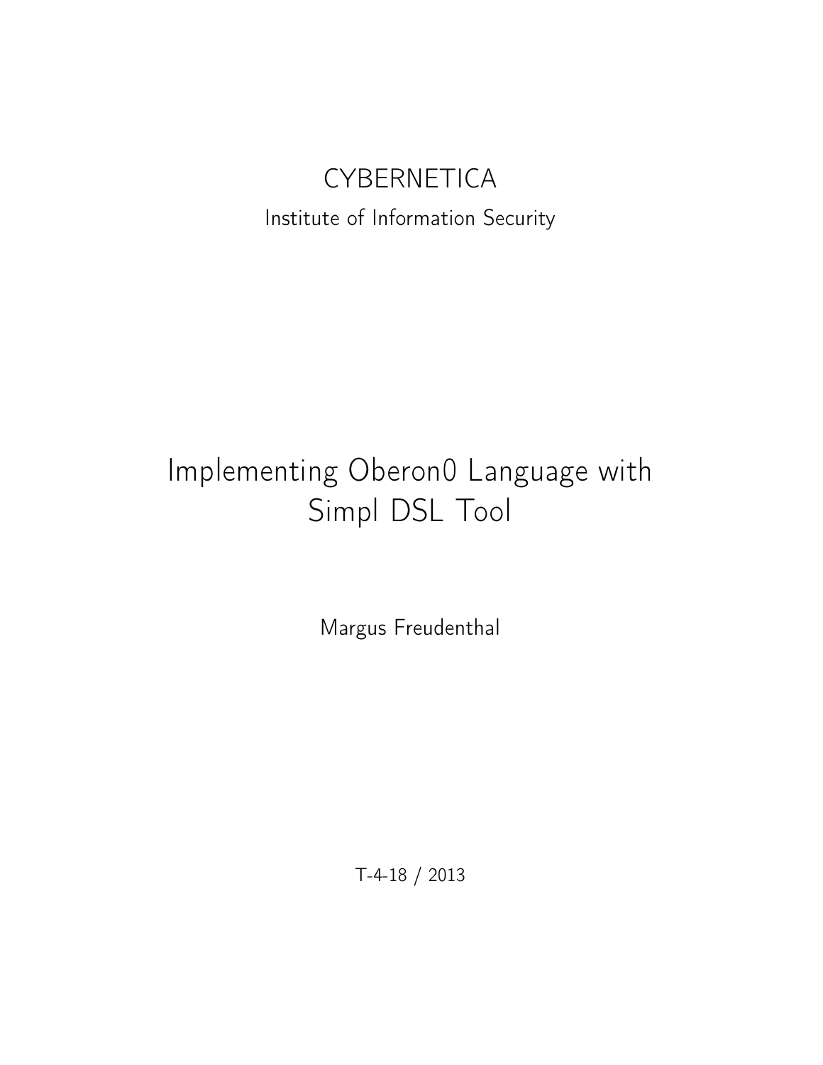CYBERNETICA

Institute of Information Security

# Implementing Oberon0 Language with Simpl DSL Tool

Margus Freudenthal

T-4-18 / 2013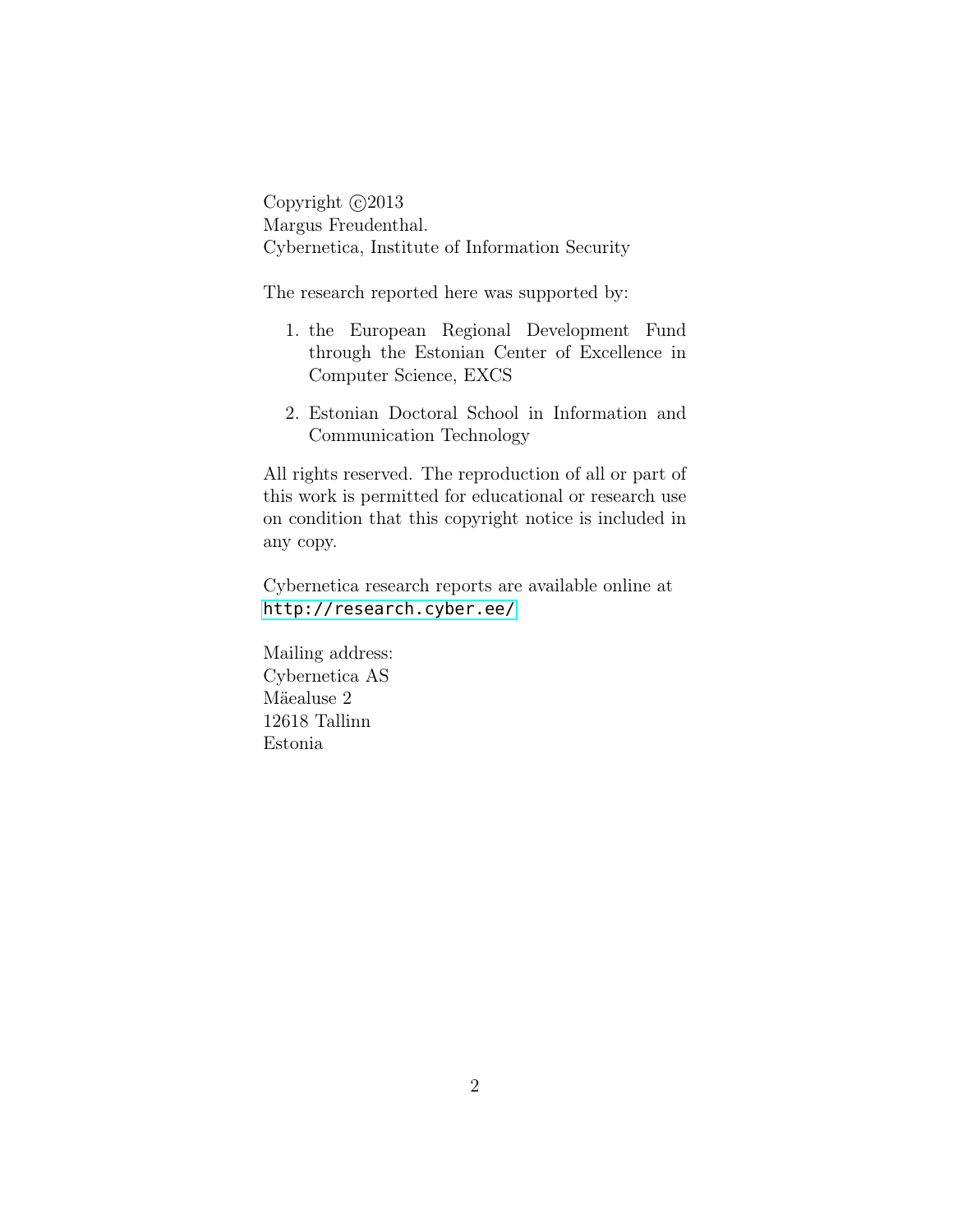Copyright ©2013
Margus Freudenthal.
Cybernetica, Institute of Information Security

The research reported here was supported by:

1. the European Regional Development Fund through the Estonian Center of Excellence in Computer Science, EXCS
2. Estonian Doctoral School in Information and Communication Technology

All rights reserved. The reproduction of all or part of this work is permitted for educational or research use on condition that this copyright notice is included in any copy.

Cybernetica research reports are available online at http://research.cyber.ee/

Mailing address:
Cybernetica AS
Mäealuse 2
12618 Tallinn
Estonia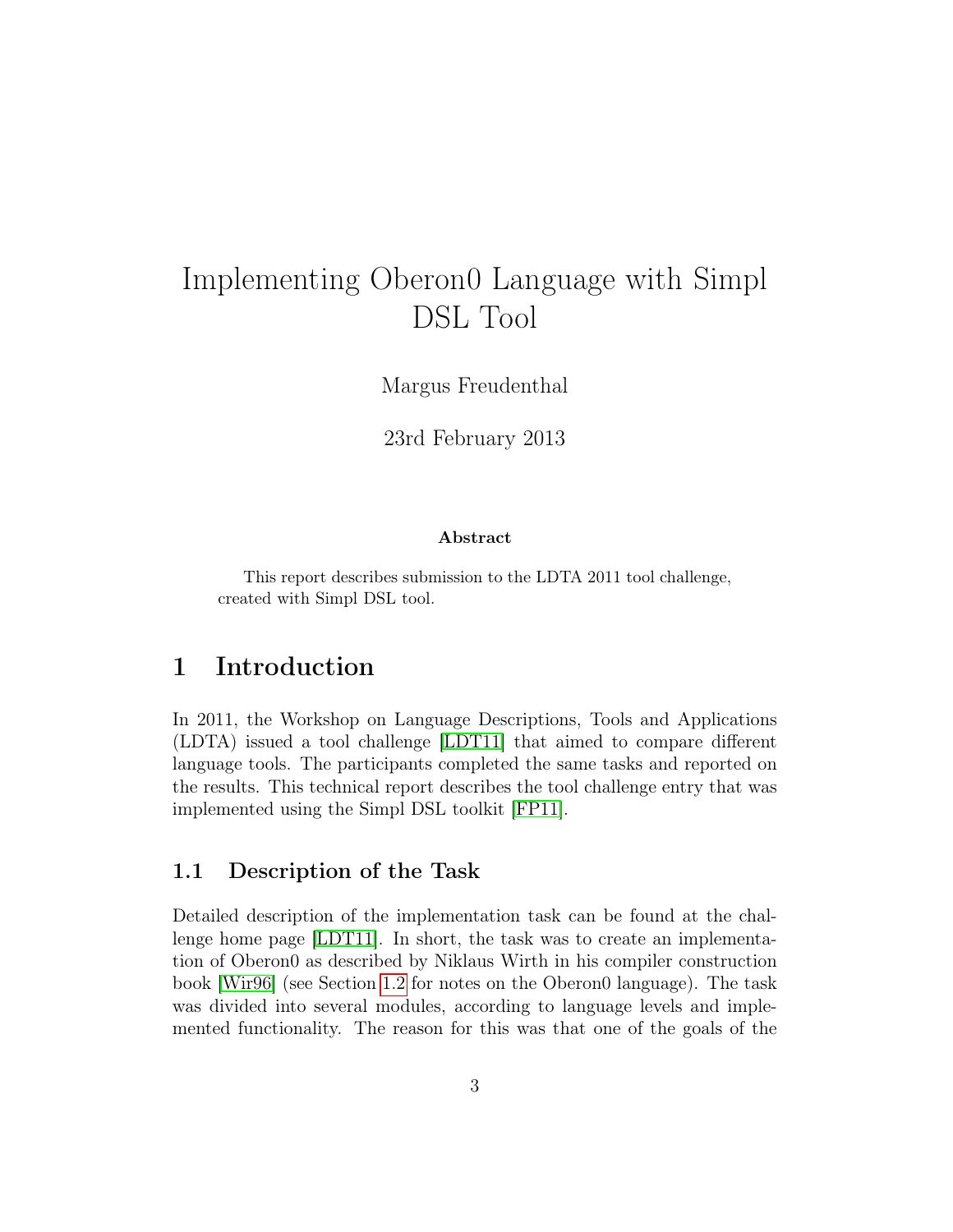# Implementing Oberon0 Language with Simpl DSL Tool

Margus Freudenthal

23rd February 2013

**Abstract**

This report describes submission to the LDTA 2011 tool challenge, created with Simpl DSL tool.

## 1 Introduction

In 2011, the Workshop on Language Descriptions, Tools and Applications (LDTA) issued a tool challenge [LDT11] that aimed to compare different language tools. The participants completed the same tasks and reported on the results. This technical report describes the tool challenge entry that was implemented using the Simpl DSL toolkit [FP11].

### 1.1 Description of the Task

Detailed description of the implementation task can be found at the challenge home page [LDT11]. In short, the task was to create an implementation of Oberon0 as described by Niklaus Wirth in his compiler construction book [Wir96] (see Section 1.2 for notes on the Oberon0 language). The task was divided into several modules, according to language levels and implemented functionality. The reason for this was that one of the goals of the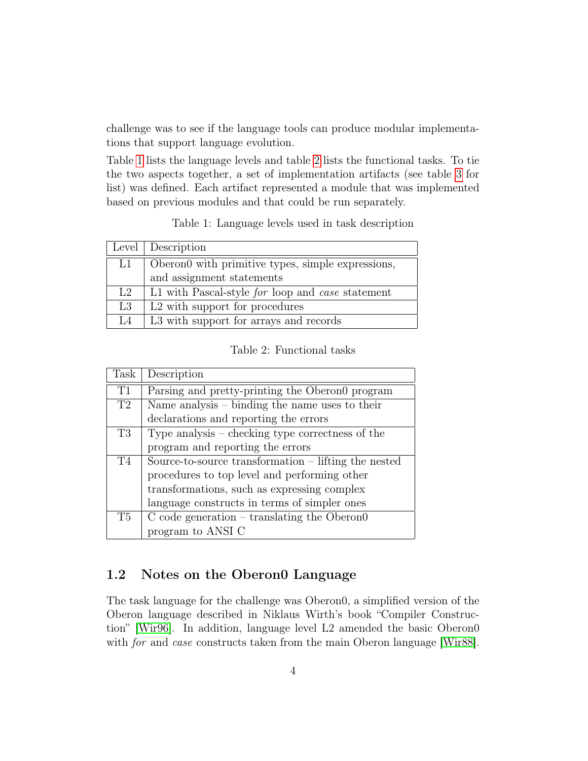challenge was to see if the language tools can produce modular implementations that support language evolution.

Table 1 lists the language levels and table 2 lists the functional tasks. To tie the two aspects together, a set of implementation artifacts (see table 3 for list) was defined. Each artifact represented a module that was implemented based on previous modules and that could be run separately.

Table 1: Language levels used in task description

| Level | Description |
|---|---|
| L1 | Oberon0 with primitive types, simple expressions, and assignment statements |
| L2 | L1 with Pascal-style *for* loop and *case* statement |
| L3 | L2 with support for procedures |
| L4 | L3 with support for arrays and records |

Table 2: Functional tasks

| Task | Description |
|---|---|
| T1 | Parsing and pretty-printing the Oberon0 program |
| T2 | Name analysis – binding the name uses to their declarations and reporting the errors |
| T3 | Type analysis – checking type correctness of the program and reporting the errors |
| T4 | Source-to-source transformation – lifting the nested procedures to top level and performing other transformations, such as expressing complex language constructs in terms of simpler ones |
| T5 | C code generation – translating the Oberon0 program to ANSI C |

## 1.2 Notes on the Oberon0 Language

The task language for the challenge was Oberon0, a simplified version of the Oberon language described in Niklaus Wirth's book "Compiler Construction" [Wir96]. In addition, language level L2 amended the basic Oberon0 with *for* and *case* constructs taken from the main Oberon language [Wir88].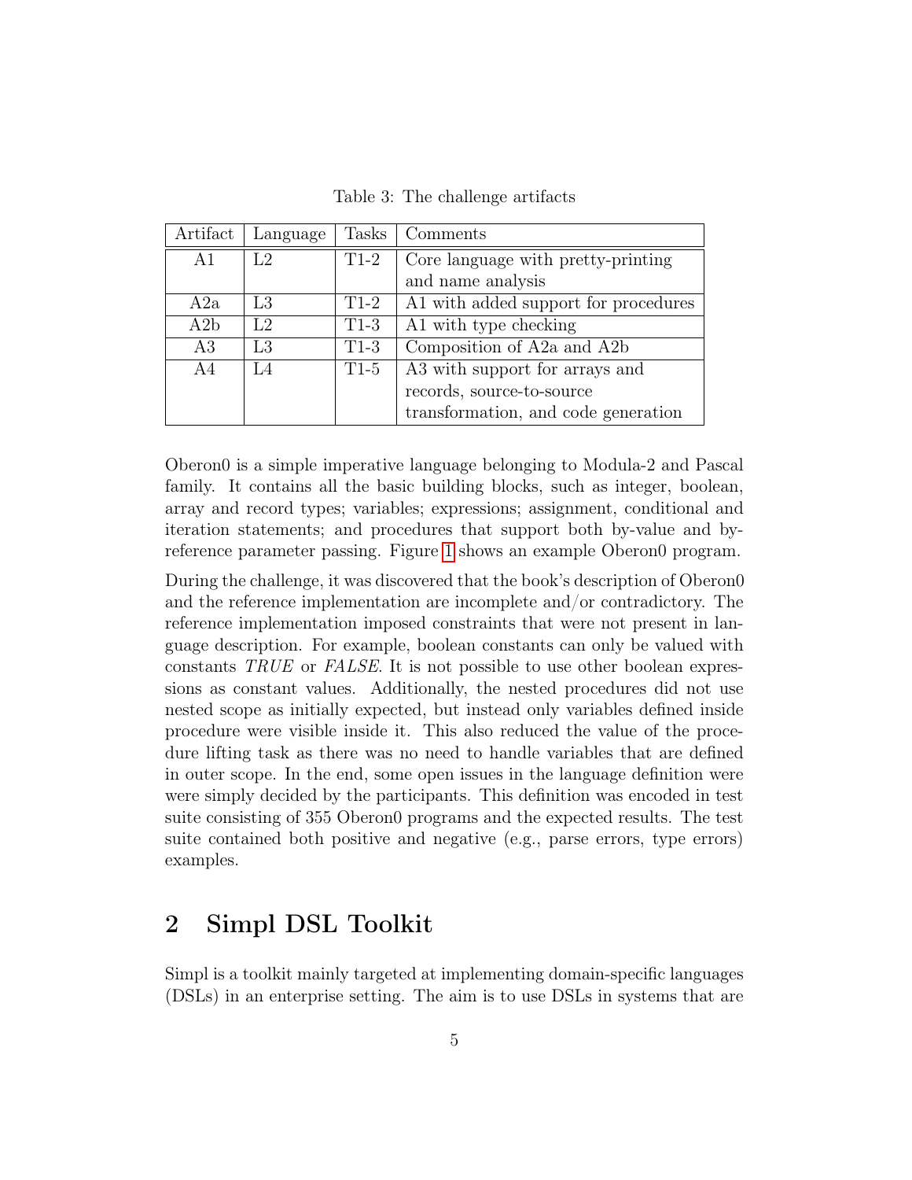Table 3: The challenge artifacts

| Artifact | Language | Tasks | Comments |
|---|---|---|---|
| A1 | L2 | T1-2 | Core language with pretty-printing and name analysis |
| A2a | L3 | T1-2 | A1 with added support for procedures |
| A2b | L2 | T1-3 | A1 with type checking |
| A3 | L3 | T1-3 | Composition of A2a and A2b |
| A4 | L4 | T1-5 | A3 with support for arrays and records, source-to-source transformation, and code generation |

Oberon0 is a simple imperative language belonging to Modula-2 and Pascal family. It contains all the basic building blocks, such as integer, boolean, array and record types; variables; expressions; assignment, conditional and iteration statements; and procedures that support both by-value and by-reference parameter passing. Figure 1 shows an example Oberon0 program.

During the challenge, it was discovered that the book's description of Oberon0 and the reference implementation are incomplete and/or contradictory. The reference implementation imposed constraints that were not present in language description. For example, boolean constants can only be valued with constants *TRUE* or *FALSE*. It is not possible to use other boolean expressions as constant values. Additionally, the nested procedures did not use nested scope as initially expected, but instead only variables defined inside procedure were visible inside it. This also reduced the value of the procedure lifting task as there was no need to handle variables that are defined in outer scope. In the end, some open issues in the language definition were were simply decided by the participants. This definition was encoded in test suite consisting of 355 Oberon0 programs and the expected results. The test suite contained both positive and negative (e.g., parse errors, type errors) examples.

## 2 Simpl DSL Toolkit

Simpl is a toolkit mainly targeted at implementing domain-specific languages (DSLs) in an enterprise setting. The aim is to use DSLs in systems that are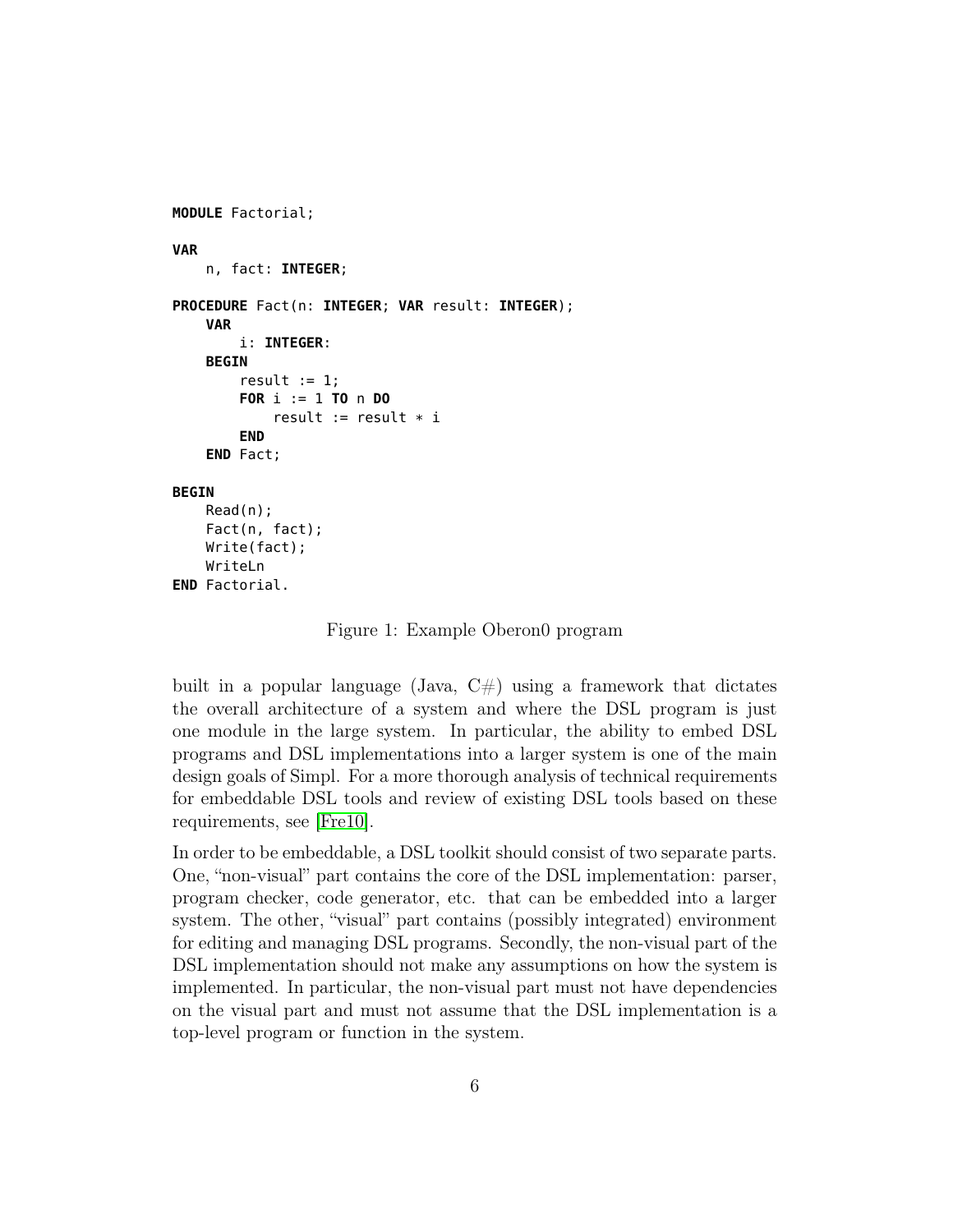```
MODULE Factorial;

VAR
    n, fact: INTEGER;

PROCEDURE Fact(n: INTEGER; VAR result: INTEGER);
    VAR
        i: INTEGER:
    BEGIN
        result := 1;
        FOR i := 1 TO n DO
            result := result * i
        END
    END Fact;

BEGIN
    Read(n);
    Fact(n, fact);
    Write(fact);
    WriteLn
END Factorial.
```

Figure 1: Example Oberon0 program

built in a popular language (Java, C#) using a framework that dictates the overall architecture of a system and where the DSL program is just one module in the large system. In particular, the ability to embed DSL programs and DSL implementations into a larger system is one of the main design goals of Simpl. For a more thorough analysis of technical requirements for embeddable DSL tools and review of existing DSL tools based on these requirements, see [Fre10].

In order to be embeddable, a DSL toolkit should consist of two separate parts. One, "non-visual" part contains the core of the DSL implementation: parser, program checker, code generator, etc. that can be embedded into a larger system. The other, "visual" part contains (possibly integrated) environment for editing and managing DSL programs. Secondly, the non-visual part of the DSL implementation should not make any assumptions on how the system is implemented. In particular, the non-visual part must not have dependencies on the visual part and must not assume that the DSL implementation is a top-level program or function in the system.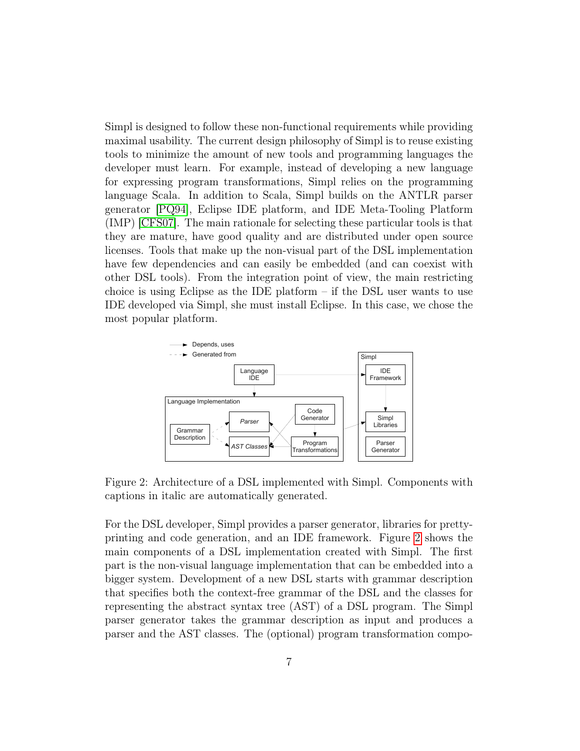Simpl is designed to follow these non-functional requirements while providing maximal usability. The current design philosophy of Simpl is to reuse existing tools to minimize the amount of new tools and programming languages the developer must learn. For example, instead of developing a new language for expressing program transformations, Simpl relies on the programming language Scala. In addition to Scala, Simpl builds on the ANTLR parser generator [PQ94], Eclipse IDE platform, and IDE Meta-Tooling Platform (IMP) [CFS07]. The main rationale for selecting these particular tools is that they are mature, have good quality and are distributed under open source licenses. Tools that make up the non-visual part of the DSL implementation have few dependencies and can easily be embedded (and can coexist with other DSL tools). From the integration point of view, the main restricting choice is using Eclipse as the IDE platform – if the DSL user wants to use IDE developed via Simpl, she must install Eclipse. In this case, we chose the most popular platform.

Figure 2: Architecture of a DSL implemented with Simpl. Components with captions in italic are automatically generated.

For the DSL developer, Simpl provides a parser generator, libraries for pretty-printing and code generation, and an IDE framework. Figure 2 shows the main components of a DSL implementation created with Simpl. The first part is the non-visual language implementation that can be embedded into a bigger system. Development of a new DSL starts with grammar description that specifies both the context-free grammar of the DSL and the classes for representing the abstract syntax tree (AST) of a DSL program. The Simpl parser generator takes the grammar description as input and produces a parser and the AST classes. The (optional) program transformation compo-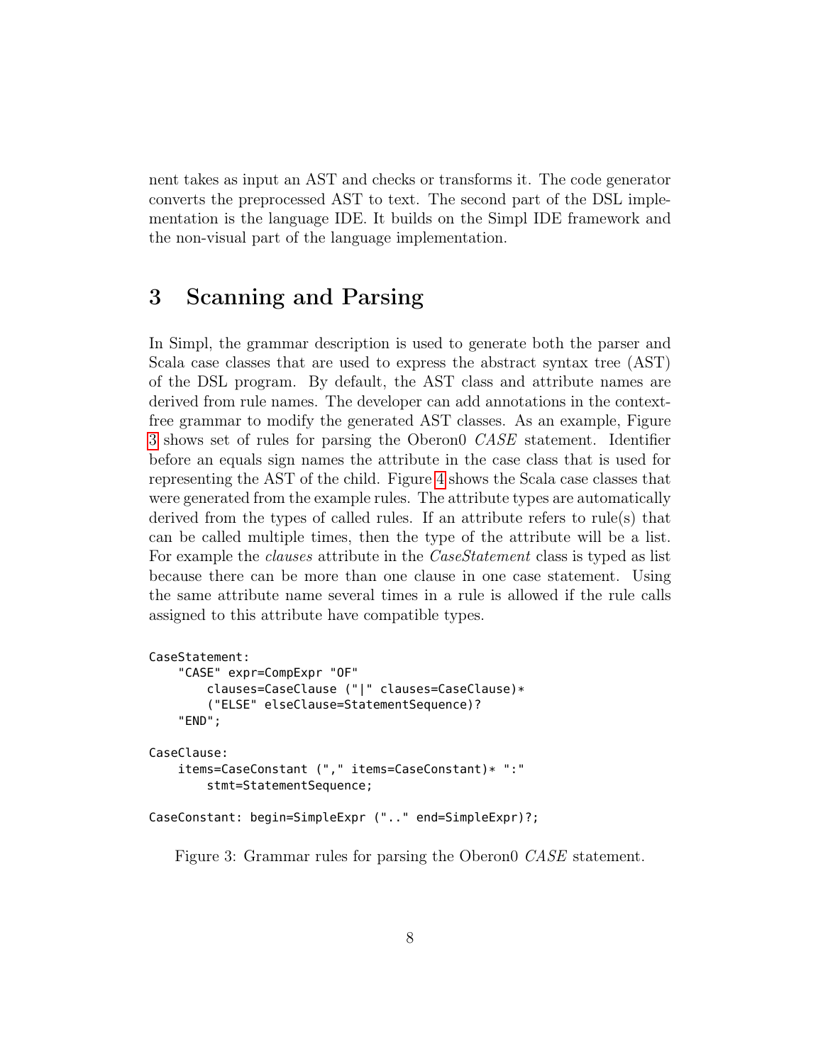nent takes as input an AST and checks or transforms it. The code generator converts the preprocessed AST to text. The second part of the DSL implementation is the language IDE. It builds on the Simpl IDE framework and the non-visual part of the language implementation.

## 3 Scanning and Parsing

In Simpl, the grammar description is used to generate both the parser and Scala case classes that are used to express the abstract syntax tree (AST) of the DSL program. By default, the AST class and attribute names are derived from rule names. The developer can add annotations in the context-free grammar to modify the generated AST classes. As an example, Figure 3 shows set of rules for parsing the Oberon0 *CASE* statement. Identifier before an equals sign names the attribute in the case class that is used for representing the AST of the child. Figure 4 shows the Scala case classes that were generated from the example rules. The attribute types are automatically derived from the types of called rules. If an attribute refers to rule(s) that can be called multiple times, then the type of the attribute will be a list. For example the *clauses* attribute in the *CaseStatement* class is typed as list because there can be more than one clause in one case statement. Using the same attribute name several times in a rule is allowed if the rule calls assigned to this attribute have compatible types.

```
CaseStatement:
    "CASE" expr=CompExpr "OF"
        clauses=CaseClause ("|" clauses=CaseClause)*
        ("ELSE" elseClause=StatementSequence)?
    "END";

CaseClause:
    items=CaseConstant ("," items=CaseConstant)* ":"
        stmt=StatementSequence;

CaseConstant: begin=SimpleExpr (".." end=SimpleExpr)?;
```

Figure 3: Grammar rules for parsing the Oberon0 *CASE* statement.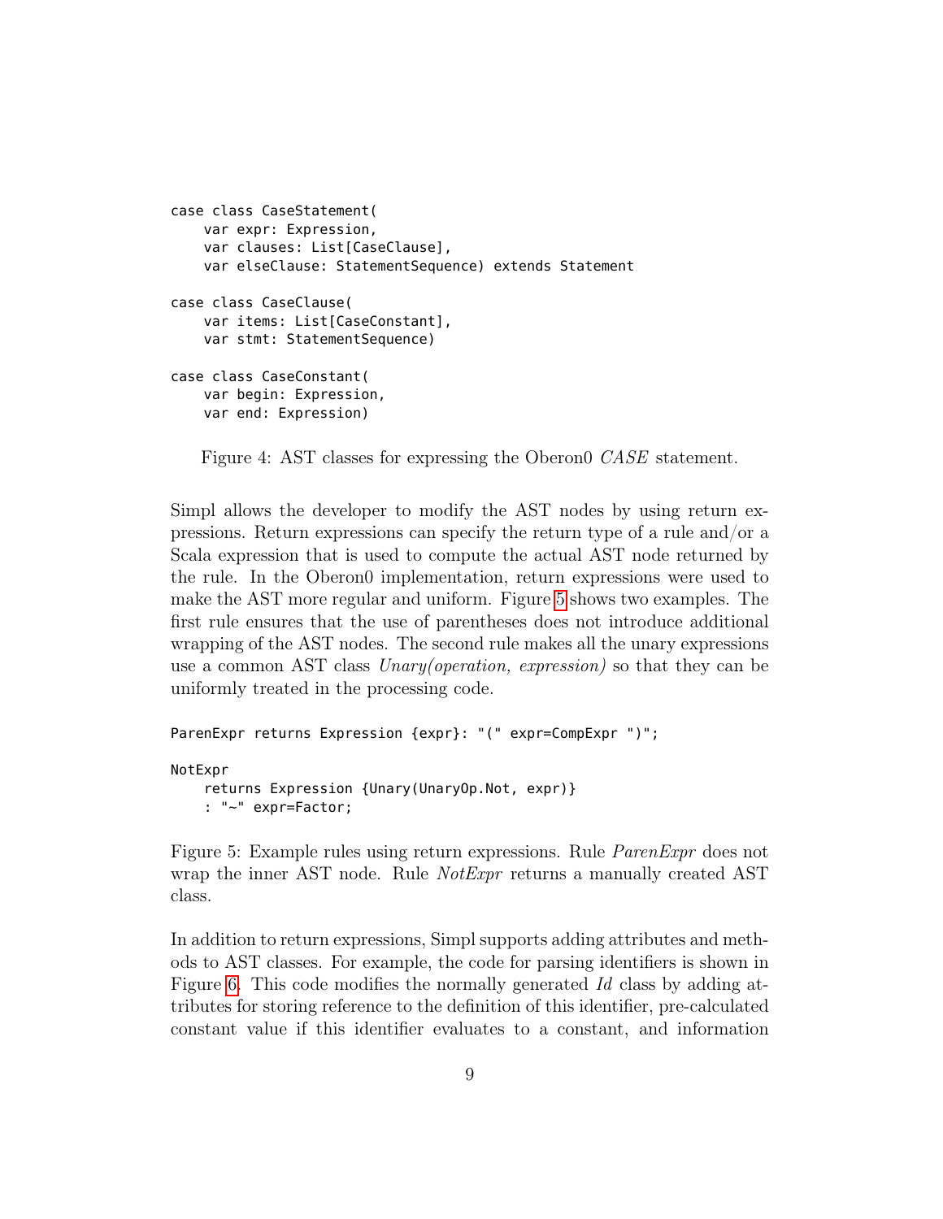```
case class CaseStatement(
    var expr: Expression,
    var clauses: List[CaseClause],
    var elseClause: StatementSequence) extends Statement

case class CaseClause(
    var items: List[CaseConstant],
    var stmt: StatementSequence)

case class CaseConstant(
    var begin: Expression,
    var end: Expression)
```

Figure 4: AST classes for expressing the Oberon0 *CASE* statement.

Simpl allows the developer to modify the AST nodes by using return expressions. Return expressions can specify the return type of a rule and/or a Scala expression that is used to compute the actual AST node returned by the rule. In the Oberon0 implementation, return expressions were used to make the AST more regular and uniform. Figure 5 shows two examples. The first rule ensures that the use of parentheses does not introduce additional wrapping of the AST nodes. The second rule makes all the unary expressions use a common AST class *Unary(operation, expression)* so that they can be uniformly treated in the processing code.

```
ParenExpr returns Expression {expr}: "(" expr=CompExpr ")";

NotExpr
    returns Expression {Unary(UnaryOp.Not, expr)}
    : "~" expr=Factor;
```

Figure 5: Example rules using return expressions. Rule *ParenExpr* does not wrap the inner AST node. Rule *NotExpr* returns a manually created AST class.

In addition to return expressions, Simpl supports adding attributes and methods to AST classes. For example, the code for parsing identifiers is shown in Figure 6. This code modifies the normally generated *Id* class by adding attributes for storing reference to the definition of this identifier, pre-calculated constant value if this identifier evaluates to a constant, and information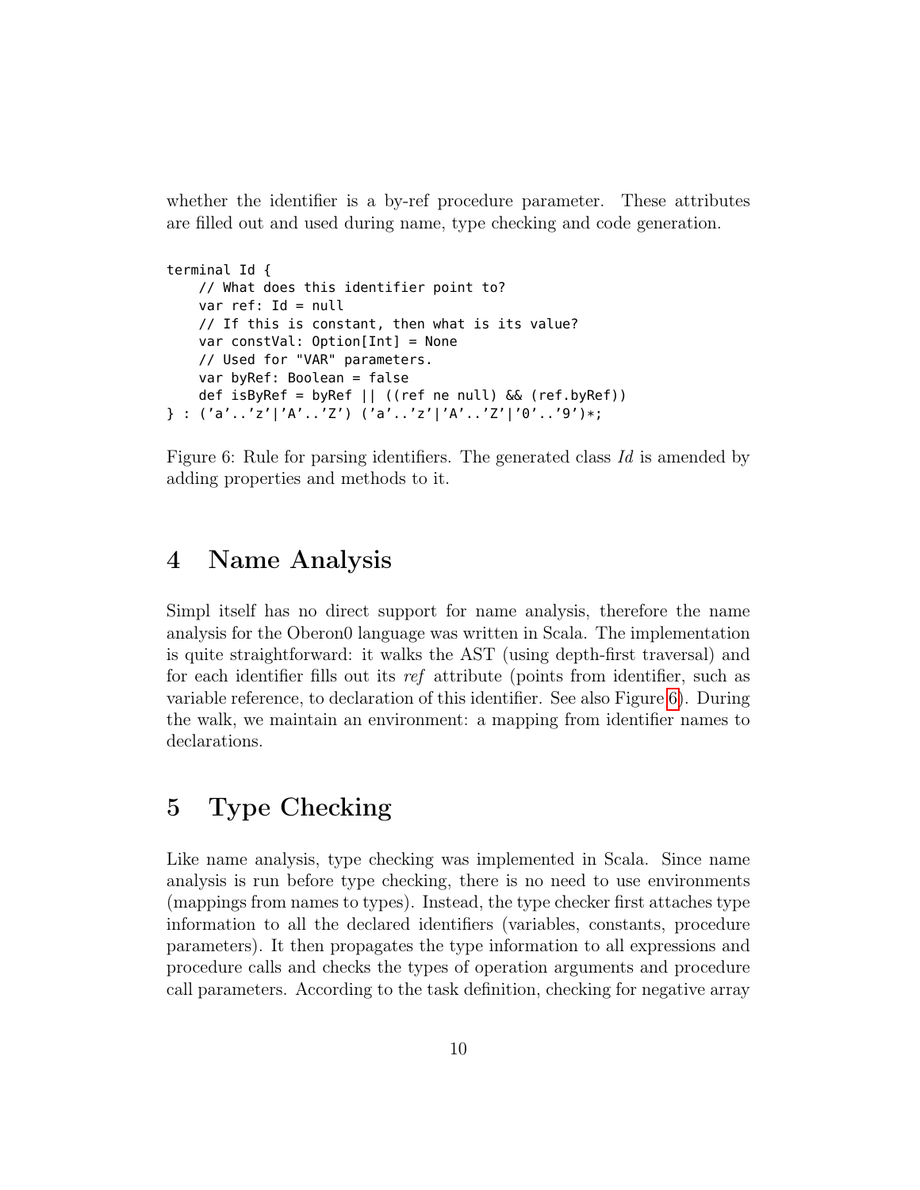whether the identifier is a by-ref procedure parameter. These attributes are filled out and used during name, type checking and code generation.

```
terminal Id {
    // What does this identifier point to?
    var ref: Id = null
    // If this is constant, then what is its value?
    var constVal: Option[Int] = None
    // Used for "VAR" parameters.
    var byRef: Boolean = false
    def isByRef = byRef || ((ref ne null) && (ref.byRef))
} : ('a'..'z'|'A'..'Z') ('a'..'z'|'A'..'Z'|'0'..'9')*;
```

Figure 6: Rule for parsing identifiers. The generated class *Id* is amended by adding properties and methods to it.

# 4 Name Analysis

Simpl itself has no direct support for name analysis, therefore the name analysis for the Oberon0 language was written in Scala. The implementation is quite straightforward: it walks the AST (using depth-first traversal) and for each identifier fills out its *ref* attribute (points from identifier, such as variable reference, to declaration of this identifier. See also Figure 6). During the walk, we maintain an environment: a mapping from identifier names to declarations.

# 5 Type Checking

Like name analysis, type checking was implemented in Scala. Since name analysis is run before type checking, there is no need to use environments (mappings from names to types). Instead, the type checker first attaches type information to all the declared identifiers (variables, constants, procedure parameters). It then propagates the type information to all expressions and procedure calls and checks the types of operation arguments and procedure call parameters. According to the task definition, checking for negative array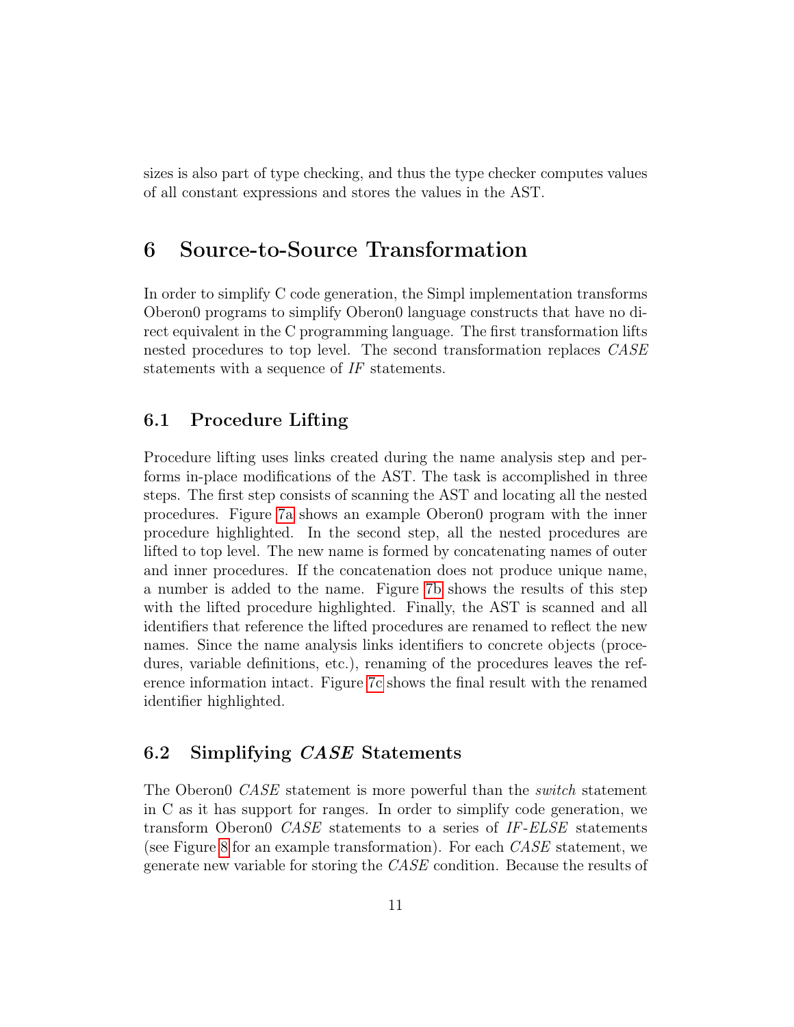sizes is also part of type checking, and thus the type checker computes values of all constant expressions and stores the values in the AST.

# 6 Source-to-Source Transformation

In order to simplify C code generation, the Simpl implementation transforms Oberon0 programs to simplify Oberon0 language constructs that have no direct equivalent in the C programming language. The first transformation lifts nested procedures to top level. The second transformation replaces *CASE* statements with a sequence of *IF* statements.

## 6.1 Procedure Lifting

Procedure lifting uses links created during the name analysis step and performs in-place modifications of the AST. The task is accomplished in three steps. The first step consists of scanning the AST and locating all the nested procedures. Figure 7a shows an example Oberon0 program with the inner procedure highlighted. In the second step, all the nested procedures are lifted to top level. The new name is formed by concatenating names of outer and inner procedures. If the concatenation does not produce unique name, a number is added to the name. Figure 7b shows the results of this step with the lifted procedure highlighted. Finally, the AST is scanned and all identifiers that reference the lifted procedures are renamed to reflect the new names. Since the name analysis links identifiers to concrete objects (procedures, variable definitions, etc.), renaming of the procedures leaves the reference information intact. Figure 7c shows the final result with the renamed identifier highlighted.

## 6.2 Simplifying *CASE* Statements

The Oberon0 *CASE* statement is more powerful than the *switch* statement in C as it has support for ranges. In order to simplify code generation, we transform Oberon0 *CASE* statements to a series of *IF-ELSE* statements (see Figure 8 for an example transformation). For each *CASE* statement, we generate new variable for storing the *CASE* condition. Because the results of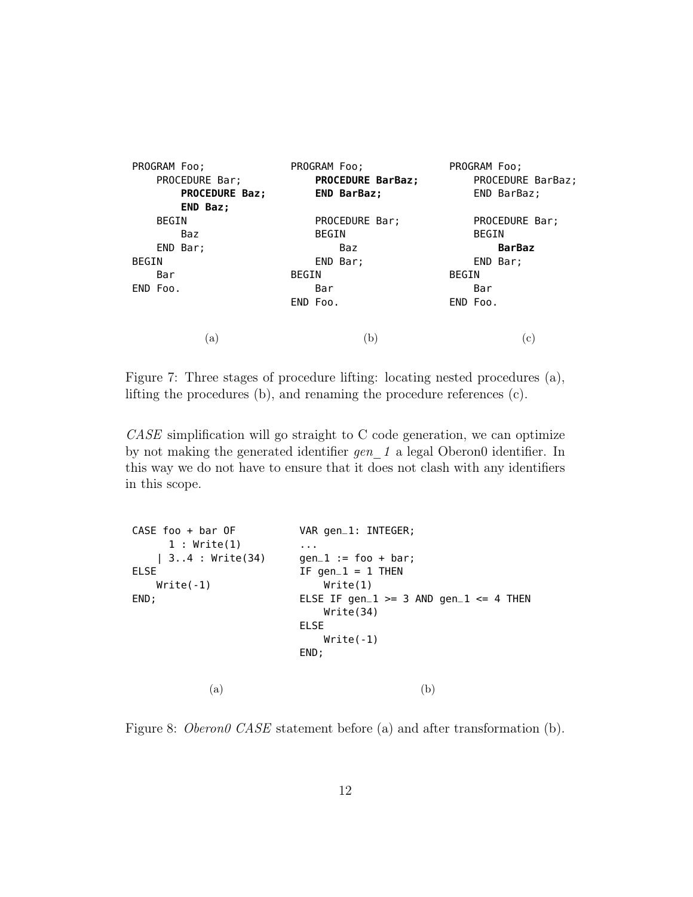```
PROGRAM Foo;
    PROCEDURE Bar;
        PROCEDURE Baz;
        END Baz;
    BEGIN
        Baz
    END Bar;
BEGIN
    Bar
END Foo.
```

(a)

```
PROGRAM Foo;
    PROCEDURE BarBaz;
    END BarBaz;

    PROCEDURE Bar;
    BEGIN
        Baz
    END Bar;
BEGIN
    Bar
END Foo.
```

(b)

```
PROGRAM Foo;
    PROCEDURE BarBaz;
    END BarBaz;

    PROCEDURE Bar;
    BEGIN
        BarBaz
    END Bar;
BEGIN
    Bar
END Foo.
```

(c)

Figure 7: Three stages of procedure lifting: locating nested procedures (a), lifting the procedures (b), and renaming the procedure references (c).

*CASE* simplification will go straight to C code generation, we can optimize by not making the generated identifier *gen_1* a legal Oberon0 identifier. In this way we do not have to ensure that it does not clash with any identifiers in this scope.

```
CASE foo + bar OF
      1 : Write(1)
    | 3..4 : Write(34)
ELSE
    Write(-1)
END;
```

(a)

```
VAR gen_1: INTEGER;
...
gen_1 := foo + bar;
IF gen_1 = 1 THEN
    Write(1)
ELSE IF gen_1 >= 3 AND gen_1 <= 4 THEN
    Write(34)
ELSE
    Write(-1)
END;
```

(b)

Figure 8: *Oberon0 CASE* statement before (a) and after transformation (b).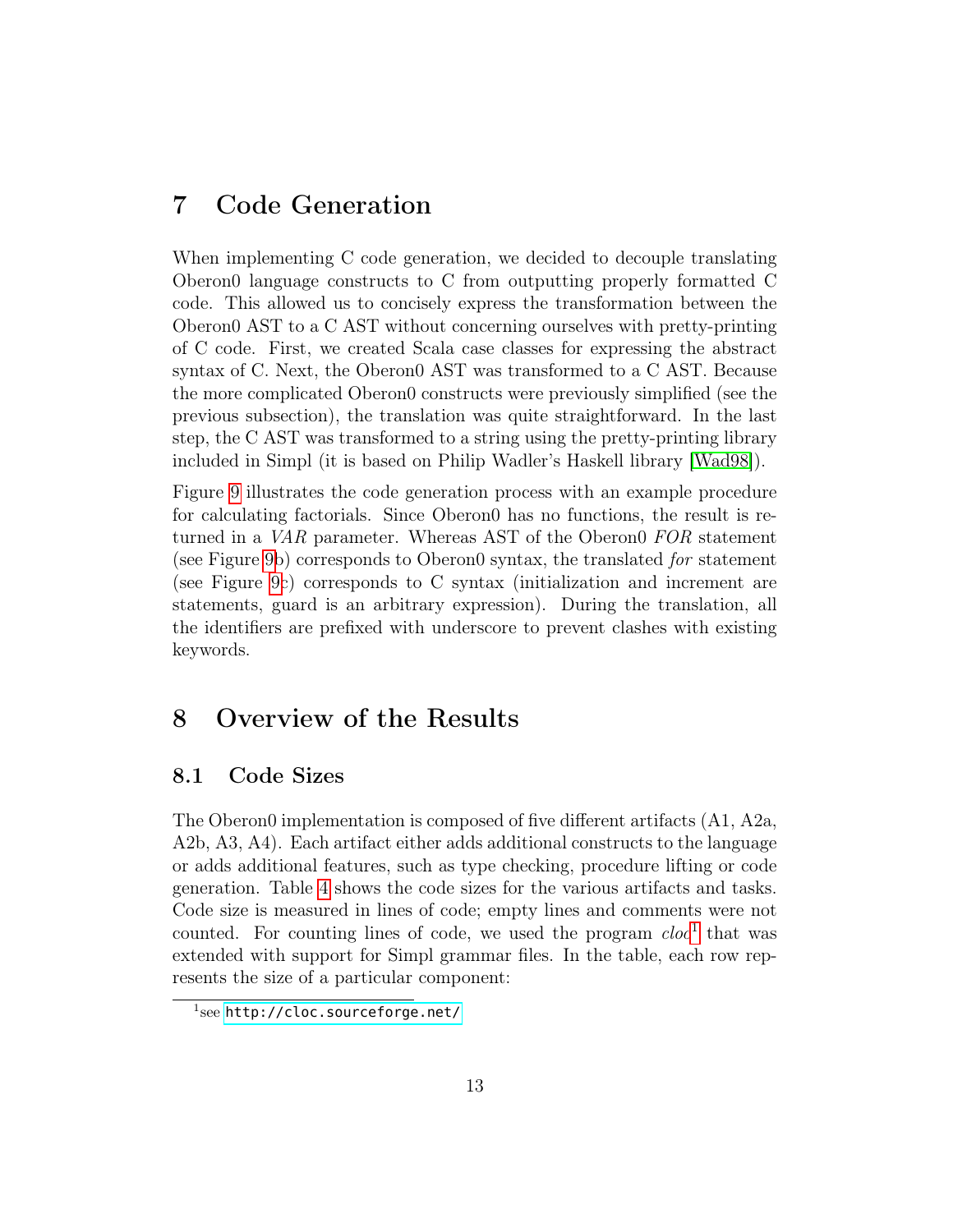# 7 Code Generation

When implementing C code generation, we decided to decouple translating Oberon0 language constructs to C from outputting properly formatted C code. This allowed us to concisely express the transformation between the Oberon0 AST to a C AST without concerning ourselves with pretty-printing of C code. First, we created Scala case classes for expressing the abstract syntax of C. Next, the Oberon0 AST was transformed to a C AST. Because the more complicated Oberon0 constructs were previously simplified (see the previous subsection), the translation was quite straightforward. In the last step, the C AST was transformed to a string using the pretty-printing library included in Simpl (it is based on Philip Wadler's Haskell library [Wad98]).

Figure 9 illustrates the code generation process with an example procedure for calculating factorials. Since Oberon0 has no functions, the result is returned in a *VAR* parameter. Whereas AST of the Oberon0 *FOR* statement (see Figure 9b) corresponds to Oberon0 syntax, the translated *for* statement (see Figure 9c) corresponds to C syntax (initialization and increment are statements, guard is an arbitrary expression). During the translation, all the identifiers are prefixed with underscore to prevent clashes with existing keywords.

# 8 Overview of the Results

## 8.1 Code Sizes

The Oberon0 implementation is composed of five different artifacts (A1, A2a, A2b, A3, A4). Each artifact either adds additional constructs to the language or adds additional features, such as type checking, procedure lifting or code generation. Table 4 shows the code sizes for the various artifacts and tasks. Code size is measured in lines of code; empty lines and comments were not counted. For counting lines of code, we used the program *cloc*[1] that was extended with support for Simpl grammar files. In the table, each row represents the size of a particular component:

[1] see http://cloc.sourceforge.net/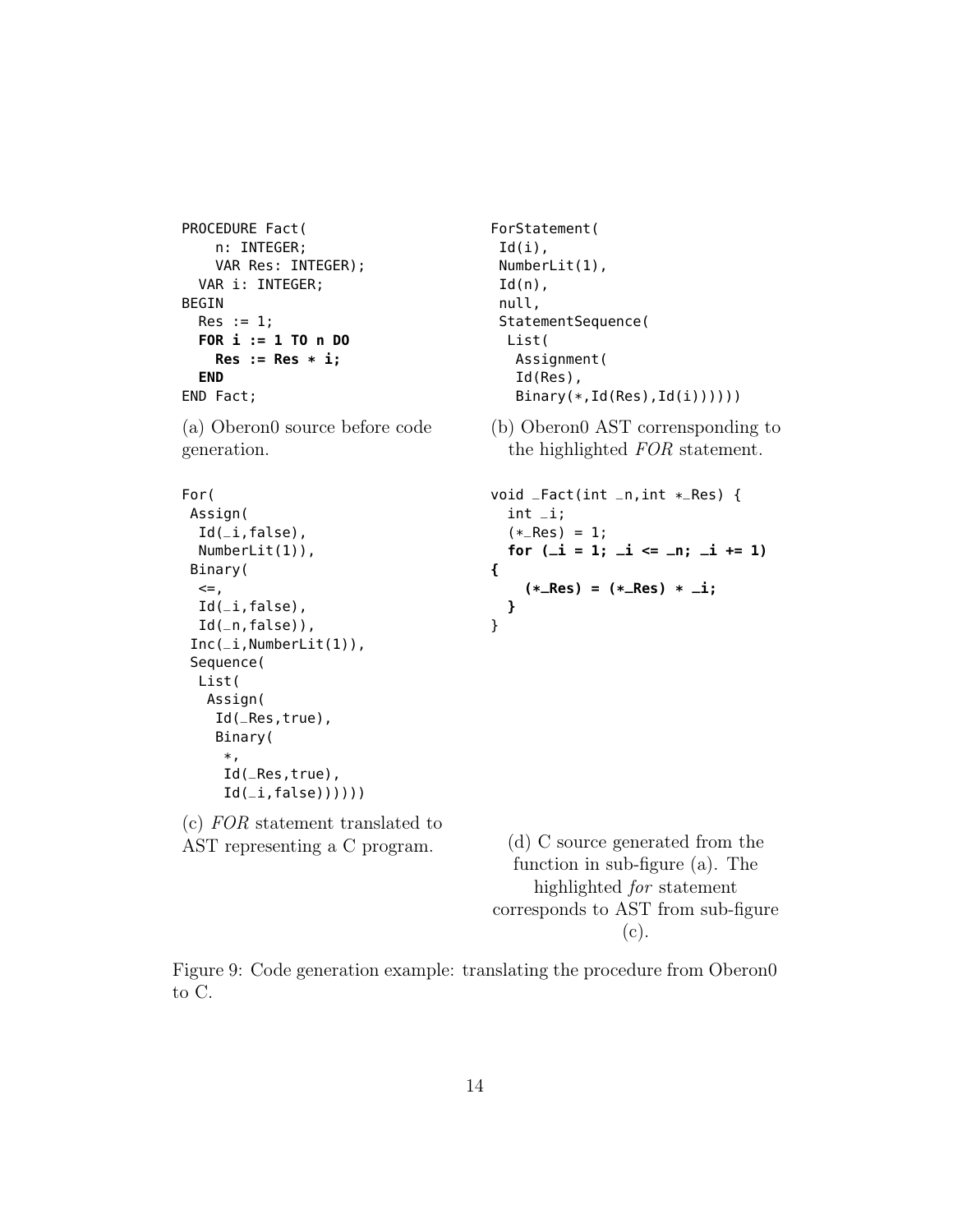```
PROCEDURE Fact(
    n: INTEGER;
    VAR Res: INTEGER);
  VAR i: INTEGER;
BEGIN
  Res := 1;
  FOR i := 1 TO n DO
    Res := Res * i;
  END
END Fact;
```

(a) Oberon0 source before code generation.

```
ForStatement(
 Id(i),
 NumberLit(1),
 Id(n),
 null,
 StatementSequence(
  List(
   Assignment(
   Id(Res),
   Binary(*,Id(Res),Id(i))))))
```

(b) Oberon0 AST cornsponding to the highlighted *FOR* statement.

```
For(
 Assign(
  Id(_i,false),
  NumberLit(1)),
 Binary(
  <=,
  Id(_i,false),
  Id(_n,false)),
 Inc(_i,NumberLit(1)),
 Sequence(
  List(
   Assign(
    Id(_Res,true),
    Binary(
     *,
     Id(_Res,true),
     Id(_i,false))))))
```

(c) *FOR* statement translated to AST representing a C program.

```
void _Fact(int _n,int *_Res) {
  int _i;
  (*_Res) = 1;
  for (_i = 1; _i <= _n; _i += 1)
{
    (*_Res) = (*_Res) * _i;
  }
}
```

(d) C source generated from the function in sub-figure (a). The highlighted *for* statement corresponds to AST from sub-figure (c).

Figure 9: Code generation example: translating the procedure from Oberon0 to C.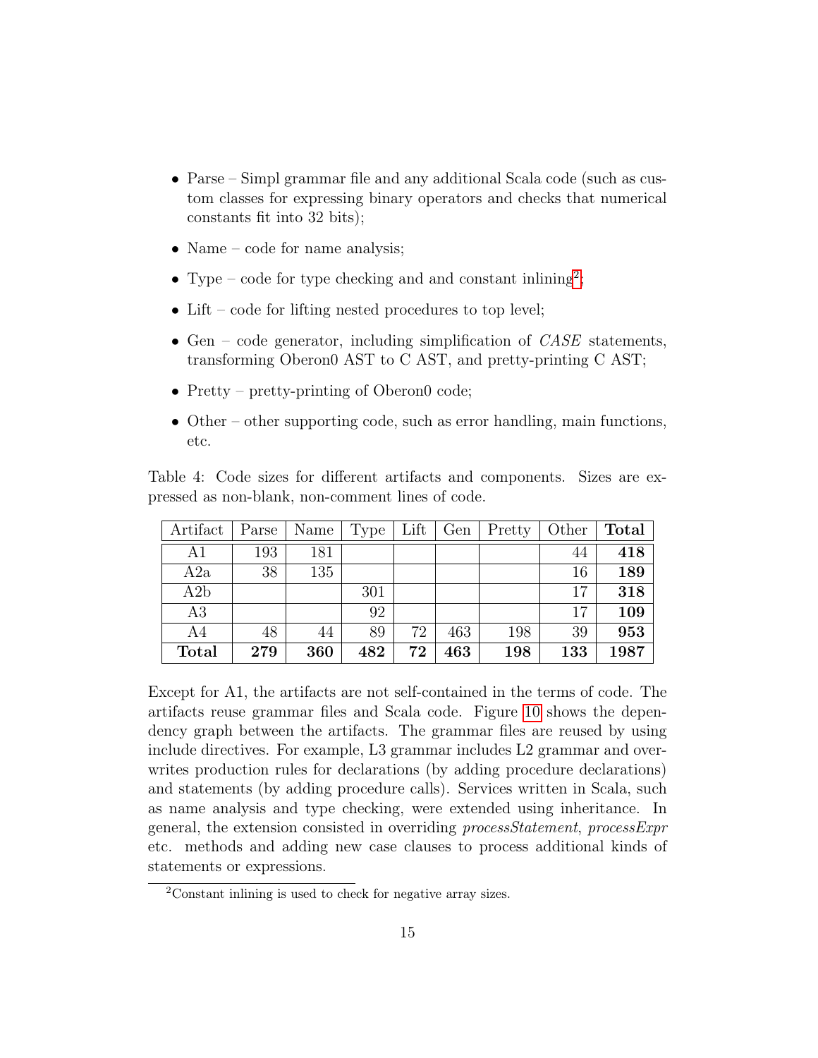- Parse – Simpl grammar file and any additional Scala code (such as custom classes for expressing binary operators and checks that numerical constants fit into 32 bits);
- Name – code for name analysis;
- Type – code for type checking and and constant inlining[2];
- Lift – code for lifting nested procedures to top level;
- Gen – code generator, including simplification of *CASE* statements, transforming Oberon0 AST to C AST, and pretty-printing C AST;
- Pretty – pretty-printing of Oberon0 code;
- Other – other supporting code, such as error handling, main functions, etc.

Table 4: Code sizes for different artifacts and components. Sizes are expressed as non-blank, non-comment lines of code.

| Artifact | Parse | Name | Type | Lift | Gen | Pretty | Other | **Total** |
|---|---|---|---|---|---|---|---|---|
| A1 | 193 | 181 | | | | | 44 | **418** |
| A2a | 38 | 135 | | | | | 16 | **189** |
| A2b | | | 301 | | | | 17 | **318** |
| A3 | | | 92 | | | | 17 | **109** |
| A4 | 48 | 44 | 89 | 72 | 463 | 198 | 39 | **953** |
| **Total** | **279** | **360** | **482** | **72** | **463** | **198** | **133** | **1987** |

Except for A1, the artifacts are not self-contained in the terms of code. The artifacts reuse grammar files and Scala code. Figure 10 shows the dependency graph between the artifacts. The grammar files are reused by using include directives. For example, L3 grammar includes L2 grammar and overwrites production rules for declarations (by adding procedure declarations) and statements (by adding procedure calls). Services written in Scala, such as name analysis and type checking, were extended using inheritance. In general, the extension consisted in overriding *processStatement*, *processExpr* etc. methods and adding new case clauses to process additional kinds of statements or expressions.

[2] Constant inlining is used to check for negative array sizes.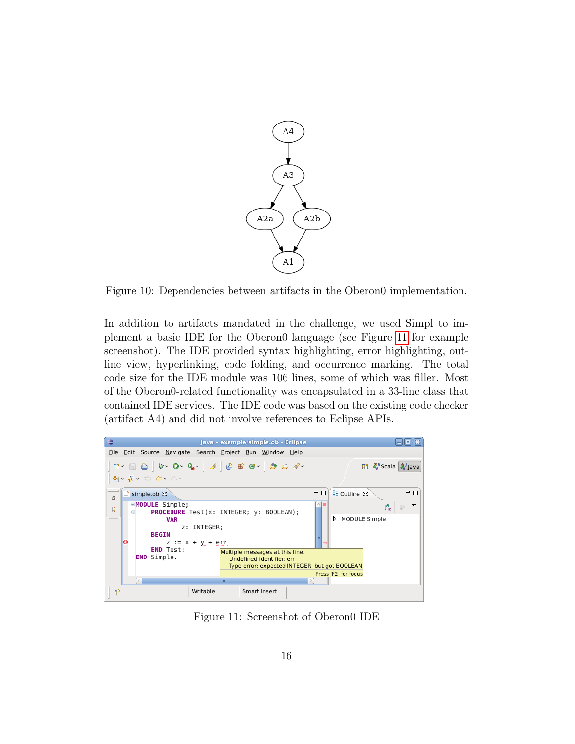Figure 10: Dependencies between artifacts in the Oberon0 implementation.

In addition to artifacts mandated in the challenge, we used Simpl to implement a basic IDE for the Oberon0 language (see Figure 11 for example screenshot). The IDE provided syntax highlighting, error highlighting, outline view, hyperlinking, code folding, and occurrence marking. The total code size for the IDE module was 106 lines, some of which was filler. Most of the Oberon0-related functionality was encapsulated in a 33-line class that contained IDE services. The IDE code was based on the existing code checker (artifact A4) and did not involve references to Eclipse APIs.

Figure 11: Screenshot of Oberon0 IDE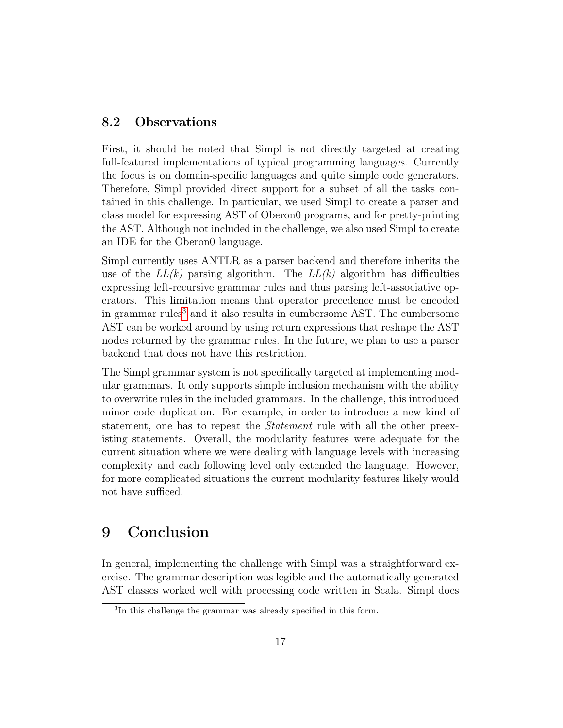## 8.2 Observations

First, it should be noted that Simpl is not directly targeted at creating full-featured implementations of typical programming languages. Currently the focus is on domain-specific languages and quite simple code generators. Therefore, Simpl provided direct support for a subset of all the tasks contained in this challenge. In particular, we used Simpl to create a parser and class model for expressing AST of Oberon0 programs, and for pretty-printing the AST. Although not included in the challenge, we also used Simpl to create an IDE for the Oberon0 language.

Simpl currently uses ANTLR as a parser backend and therefore inherits the use of the *LL(k)* parsing algorithm. The *LL(k)* algorithm has difficulties expressing left-recursive grammar rules and thus parsing left-associative operators. This limitation means that operator precedence must be encoded in grammar rules[3] and it also results in cumbersome AST. The cumbersome AST can be worked around by using return expressions that reshape the AST nodes returned by the grammar rules. In the future, we plan to use a parser backend that does not have this restriction.

The Simpl grammar system is not specifically targeted at implementing modular grammars. It only supports simple inclusion mechanism with the ability to overwrite rules in the included grammars. In the challenge, this introduced minor code duplication. For example, in order to introduce a new kind of statement, one has to repeat the *Statement* rule with all the other preexisting statements. Overall, the modularity features were adequate for the current situation where we were dealing with language levels with increasing complexity and each following level only extended the language. However, for more complicated situations the current modularity features likely would not have sufficed.

# 9 Conclusion

In general, implementing the challenge with Simpl was a straightforward exercise. The grammar description was legible and the automatically generated AST classes worked well with processing code written in Scala. Simpl does

[3] In this challenge the grammar was already specified in this form.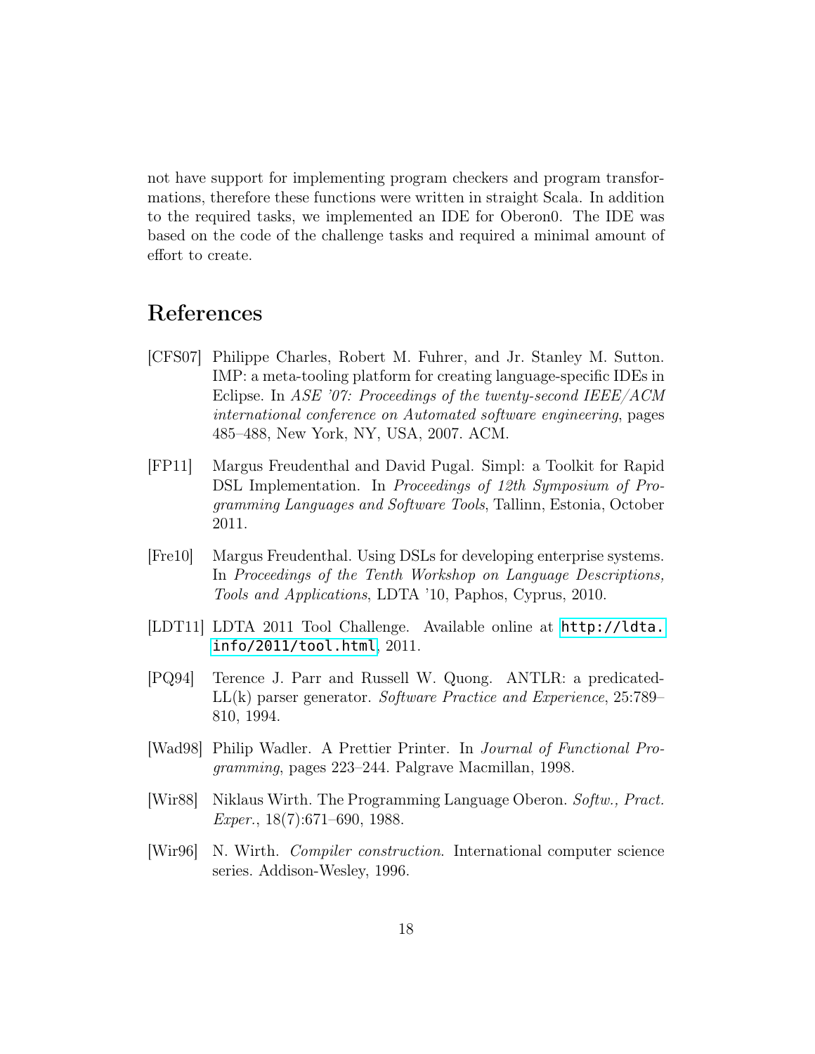not have support for implementing program checkers and program transformations, therefore these functions were written in straight Scala. In addition to the required tasks, we implemented an IDE for Oberon0. The IDE was based on the code of the challenge tasks and required a minimal amount of effort to create.

## References

[CFS07] Philippe Charles, Robert M. Fuhrer, and Jr. Stanley M. Sutton. IMP: a meta-tooling platform for creating language-specific IDEs in Eclipse. In *ASE '07: Proceedings of the twenty-second IEEE/ACM international conference on Automated software engineering*, pages 485–488, New York, NY, USA, 2007. ACM.

[FP11] Margus Freudenthal and David Pugal. Simpl: a Toolkit for Rapid DSL Implementation. In *Proceedings of 12th Symposium of Programming Languages and Software Tools*, Tallinn, Estonia, October 2011.

[Fre10] Margus Freudenthal. Using DSLs for developing enterprise systems. In *Proceedings of the Tenth Workshop on Language Descriptions, Tools and Applications*, LDTA '10, Paphos, Cyprus, 2010.

[LDT11] LDTA 2011 Tool Challenge. Available online at `http://ldta.info/2011/tool.html`, 2011.

[PQ94] Terence J. Parr and Russell W. Quong. ANTLR: a predicated-LL(k) parser generator. *Software Practice and Experience*, 25:789–810, 1994.

[Wad98] Philip Wadler. A Prettier Printer. In *Journal of Functional Programming*, pages 223–244. Palgrave Macmillan, 1998.

[Wir88] Niklaus Wirth. The Programming Language Oberon. *Softw., Pract. Exper.*, 18(7):671–690, 1988.

[Wir96] N. Wirth. *Compiler construction*. International computer science series. Addison-Wesley, 1996.